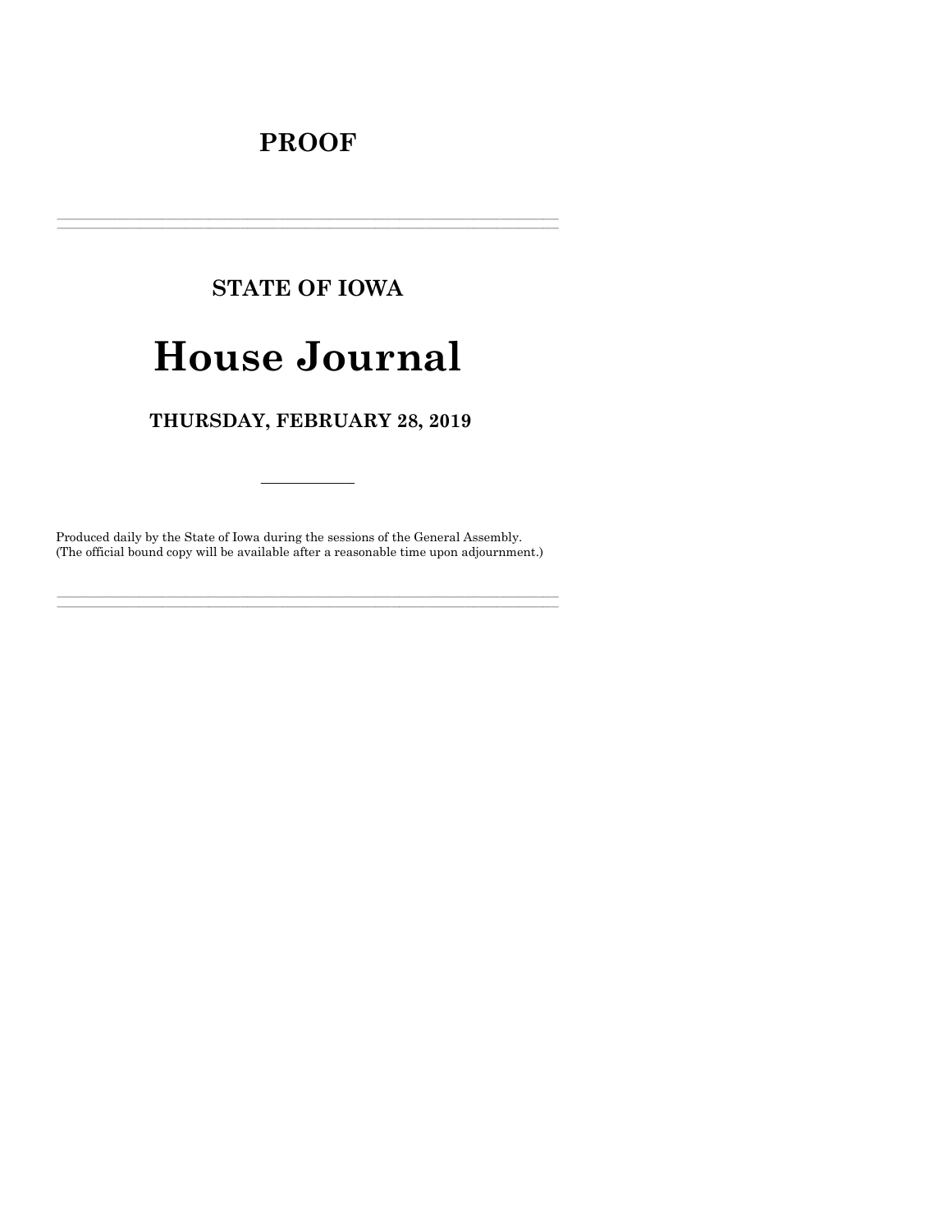# PROOF

---

## STATE OF IOWA

# House Journal

### THURSDAY, FEBRUARY 28, 2019

---

Produced daily by the State of Iowa during the sessions of the General Assembly.
(The official bound copy will be available after a reasonable time upon adjournment.)

---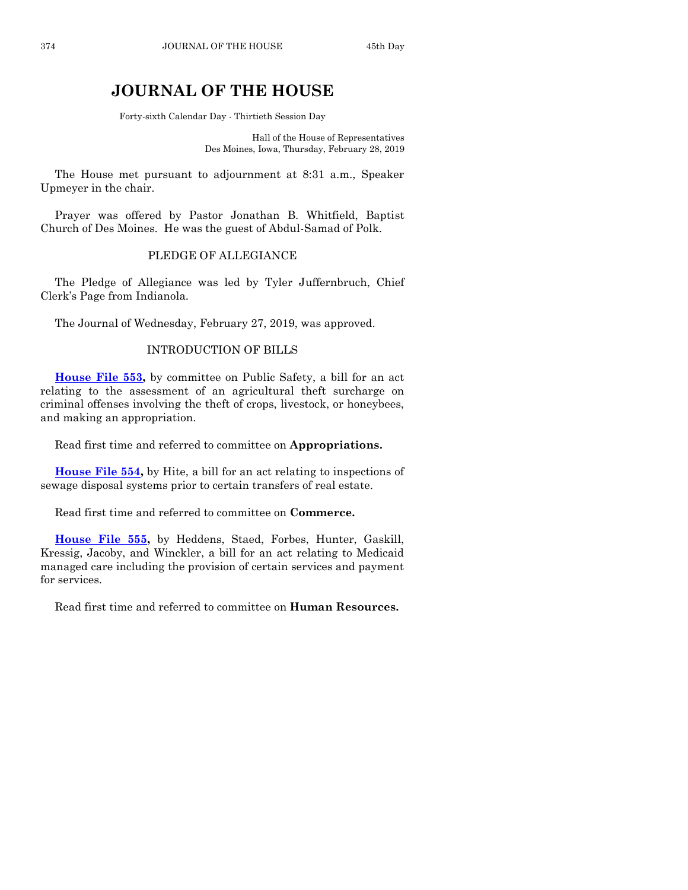# JOURNAL OF THE HOUSE

Forty-sixth Calendar Day - Thirtieth Session Day

Hall of the House of Representatives
Des Moines, Iowa, Thursday, February 28, 2019

The House met pursuant to adjournment at 8:31 a.m., Speaker Upmeyer in the chair.

Prayer was offered by Pastor Jonathan B. Whitfield, Baptist Church of Des Moines. He was the guest of Abdul-Samad of Polk.

## PLEDGE OF ALLEGIANCE

The Pledge of Allegiance was led by Tyler Juffernbruch, Chief Clerk's Page from Indianola.

The Journal of Wednesday, February 27, 2019, was approved.

## INTRODUCTION OF BILLS

**House File 553,** by committee on Public Safety, a bill for an act relating to the assessment of an agricultural theft surcharge on criminal offenses involving the theft of crops, livestock, or honeybees, and making an appropriation.

Read first time and referred to committee on **Appropriations.**

**House File 554,** by Hite, a bill for an act relating to inspections of sewage disposal systems prior to certain transfers of real estate.

Read first time and referred to committee on **Commerce.**

**House File 555,** by Heddens, Staed, Forbes, Hunter, Gaskill, Kressig, Jacoby, and Winckler, a bill for an act relating to Medicaid managed care including the provision of certain services and payment for services.

Read first time and referred to committee on **Human Resources.**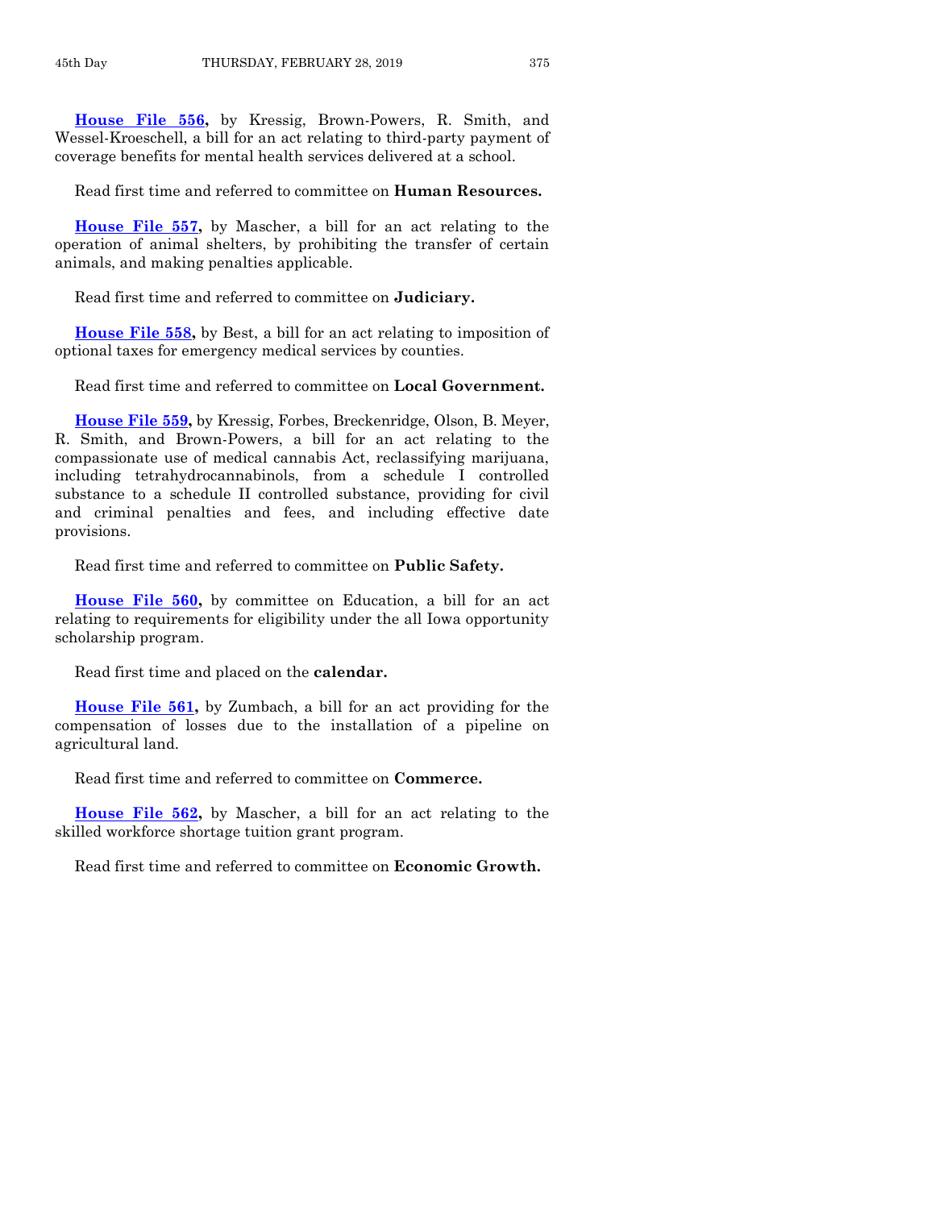**House File 556,** by Kressig, Brown-Powers, R. Smith, and Wessel-Kroeschell, a bill for an act relating to third-party payment of coverage benefits for mental health services delivered at a school.

Read first time and referred to committee on **Human Resources.**

**House File 557,** by Mascher, a bill for an act relating to the operation of animal shelters, by prohibiting the transfer of certain animals, and making penalties applicable.

Read first time and referred to committee on **Judiciary.**

**House File 558,** by Best, a bill for an act relating to imposition of optional taxes for emergency medical services by counties.

Read first time and referred to committee on **Local Government.**

**House File 559,** by Kressig, Forbes, Breckenridge, Olson, B. Meyer, R. Smith, and Brown-Powers, a bill for an act relating to the compassionate use of medical cannabis Act, reclassifying marijuana, including tetrahydrocannabinols, from a schedule I controlled substance to a schedule II controlled substance, providing for civil and criminal penalties and fees, and including effective date provisions.

Read first time and referred to committee on **Public Safety.**

**House File 560,** by committee on Education, a bill for an act relating to requirements for eligibility under the all Iowa opportunity scholarship program.

Read first time and placed on the **calendar.**

**House File 561,** by Zumbach, a bill for an act providing for the compensation of losses due to the installation of a pipeline on agricultural land.

Read first time and referred to committee on **Commerce.**

**House File 562,** by Mascher, a bill for an act relating to the skilled workforce shortage tuition grant program.

Read first time and referred to committee on **Economic Growth.**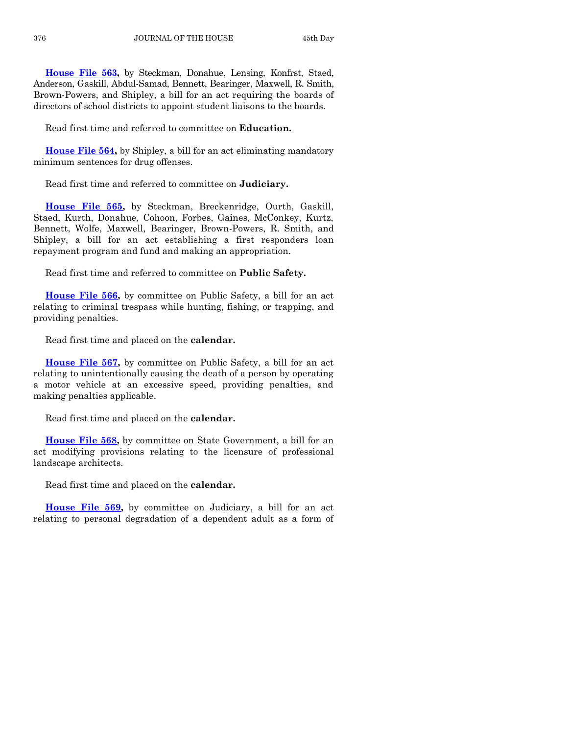**House File 563,** by Steckman, Donahue, Lensing, Konfrst, Staed, Anderson, Gaskill, Abdul-Samad, Bennett, Bearinger, Maxwell, R. Smith, Brown-Powers, and Shipley, a bill for an act requiring the boards of directors of school districts to appoint student liaisons to the boards.

Read first time and referred to committee on **Education.**

**House File 564,** by Shipley, a bill for an act eliminating mandatory minimum sentences for drug offenses.

Read first time and referred to committee on **Judiciary.**

**House File 565,** by Steckman, Breckenridge, Ourth, Gaskill, Staed, Kurth, Donahue, Cohoon, Forbes, Gaines, McConkey, Kurtz, Bennett, Wolfe, Maxwell, Bearinger, Brown-Powers, R. Smith, and Shipley, a bill for an act establishing a first responders loan repayment program and fund and making an appropriation.

Read first time and referred to committee on **Public Safety.**

**House File 566,** by committee on Public Safety, a bill for an act relating to criminal trespass while hunting, fishing, or trapping, and providing penalties.

Read first time and placed on the **calendar.**

**House File 567,** by committee on Public Safety, a bill for an act relating to unintentionally causing the death of a person by operating a motor vehicle at an excessive speed, providing penalties, and making penalties applicable.

Read first time and placed on the **calendar.**

**House File 568,** by committee on State Government, a bill for an act modifying provisions relating to the licensure of professional landscape architects.

Read first time and placed on the **calendar.**

**House File 569,** by committee on Judiciary, a bill for an act relating to personal degradation of a dependent adult as a form of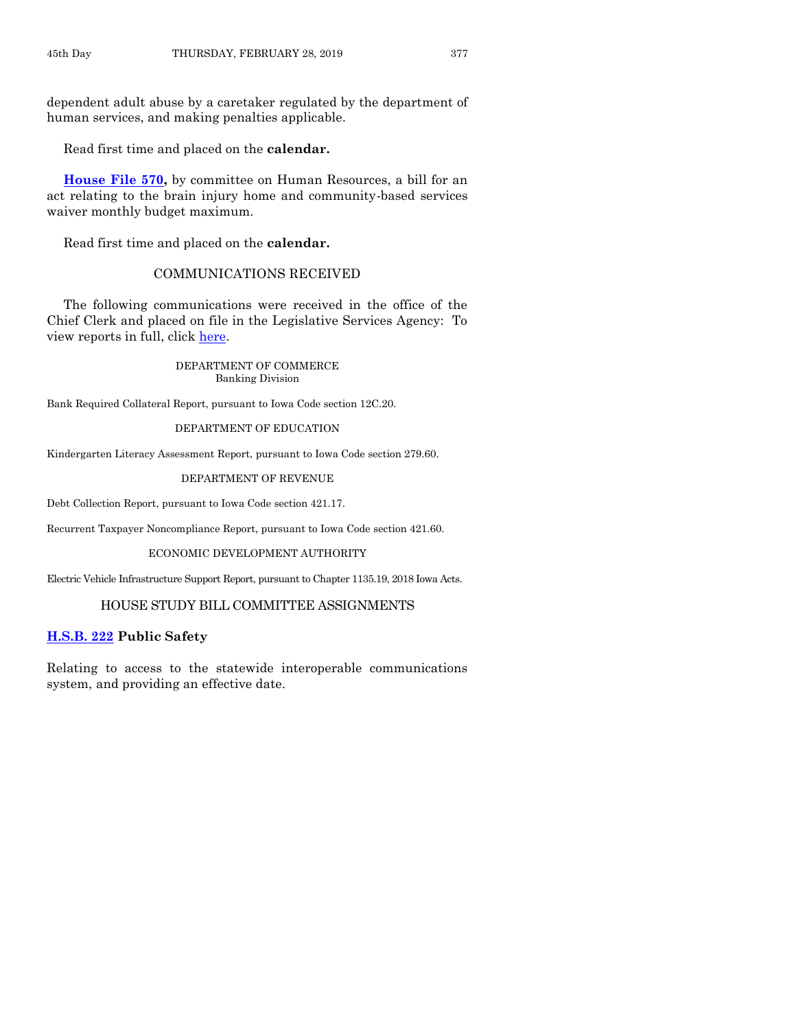dependent adult abuse by a caretaker regulated by the department of human services, and making penalties applicable.

Read first time and placed on the **calendar.**

**House File 570,** by committee on Human Resources, a bill for an act relating to the brain injury home and community-based services waiver monthly budget maximum.

Read first time and placed on the **calendar.**

## COMMUNICATIONS RECEIVED

The following communications were received in the office of the Chief Clerk and placed on file in the Legislative Services Agency: To view reports in full, click here.

DEPARTMENT OF COMMERCE
Banking Division

Bank Required Collateral Report, pursuant to Iowa Code section 12C.20.

DEPARTMENT OF EDUCATION

Kindergarten Literacy Assessment Report, pursuant to Iowa Code section 279.60.

DEPARTMENT OF REVENUE

Debt Collection Report, pursuant to Iowa Code section 421.17.

Recurrent Taxpayer Noncompliance Report, pursuant to Iowa Code section 421.60.

ECONOMIC DEVELOPMENT AUTHORITY

Electric Vehicle Infrastructure Support Report, pursuant to Chapter 1135.19, 2018 Iowa Acts.

## HOUSE STUDY BILL COMMITTEE ASSIGNMENTS

**H.S.B. 222 Public Safety**

Relating to access to the statewide interoperable communications system, and providing an effective date.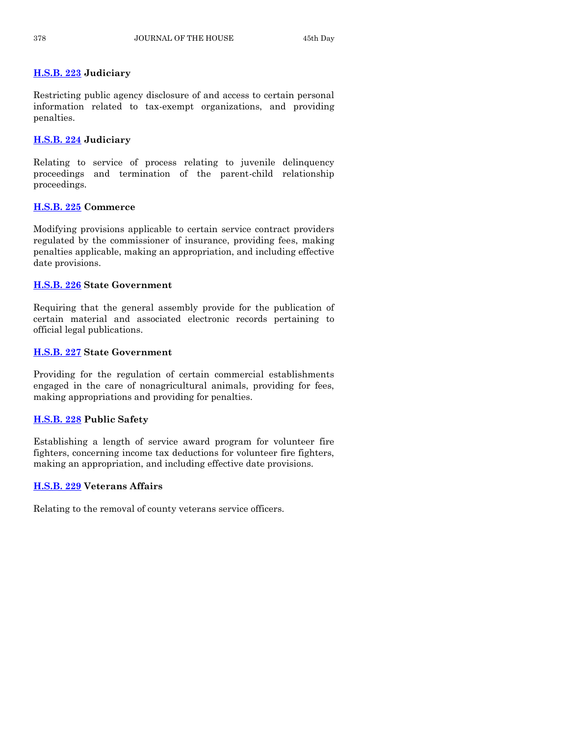**H.S.B. 223 Judiciary**

Restricting public agency disclosure of and access to certain personal information related to tax-exempt organizations, and providing penalties.

**H.S.B. 224 Judiciary**

Relating to service of process relating to juvenile delinquency proceedings and termination of the parent-child relationship proceedings.

**H.S.B. 225 Commerce**

Modifying provisions applicable to certain service contract providers regulated by the commissioner of insurance, providing fees, making penalties applicable, making an appropriation, and including effective date provisions.

**H.S.B. 226 State Government**

Requiring that the general assembly provide for the publication of certain material and associated electronic records pertaining to official legal publications.

**H.S.B. 227 State Government**

Providing for the regulation of certain commercial establishments engaged in the care of nonagricultural animals, providing for fees, making appropriations and providing for penalties.

**H.S.B. 228 Public Safety**

Establishing a length of service award program for volunteer fire fighters, concerning income tax deductions for volunteer fire fighters, making an appropriation, and including effective date provisions.

**H.S.B. 229 Veterans Affairs**

Relating to the removal of county veterans service officers.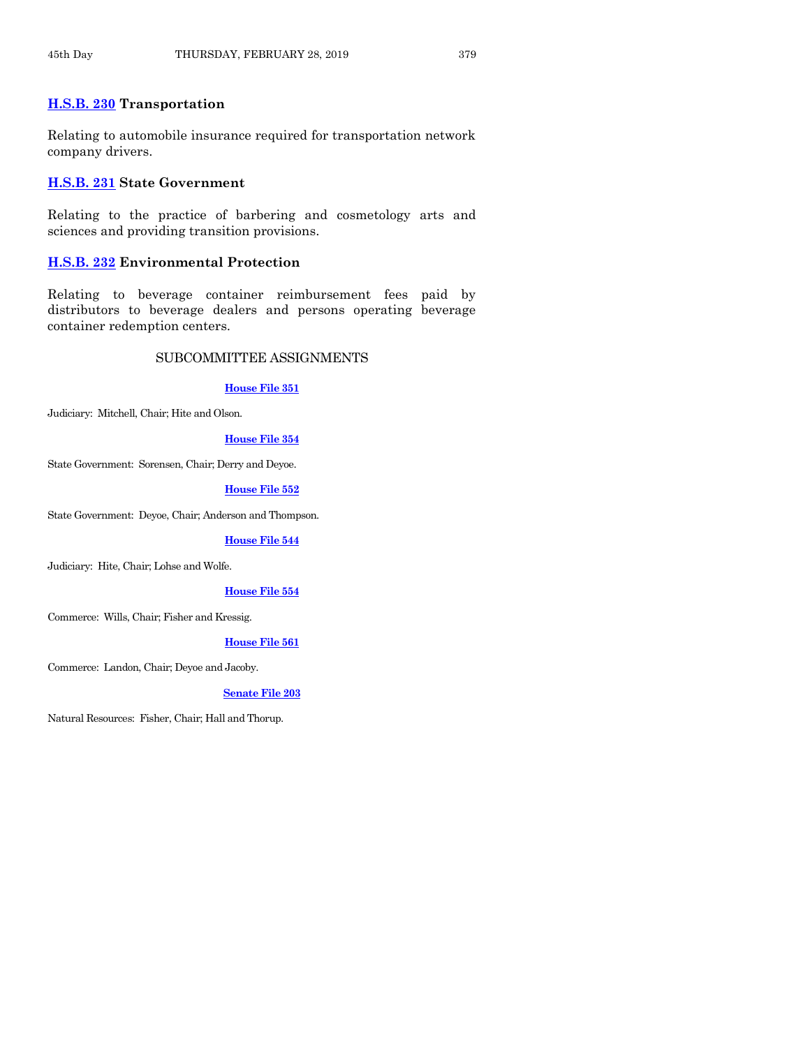**H.S.B. 230 Transportation**

Relating to automobile insurance required for transportation network company drivers.

**H.S.B. 231 State Government**

Relating to the practice of barbering and cosmetology arts and sciences and providing transition provisions.

**H.S.B. 232 Environmental Protection**

Relating to beverage container reimbursement fees paid by distributors to beverage dealers and persons operating beverage container redemption centers.

## SUBCOMMITTEE ASSIGNMENTS

**House File 351**

Judiciary: Mitchell, Chair; Hite and Olson.

**House File 354**

State Government: Sorensen, Chair; Derry and Deyoe.

**House File 552**

State Government: Deyoe, Chair; Anderson and Thompson.

**House File 544**

Judiciary: Hite, Chair; Lohse and Wolfe.

**House File 554**

Commerce: Wills, Chair; Fisher and Kressig.

**House File 561**

Commerce: Landon, Chair; Deyoe and Jacoby.

**Senate File 203**

Natural Resources: Fisher, Chair; Hall and Thorup.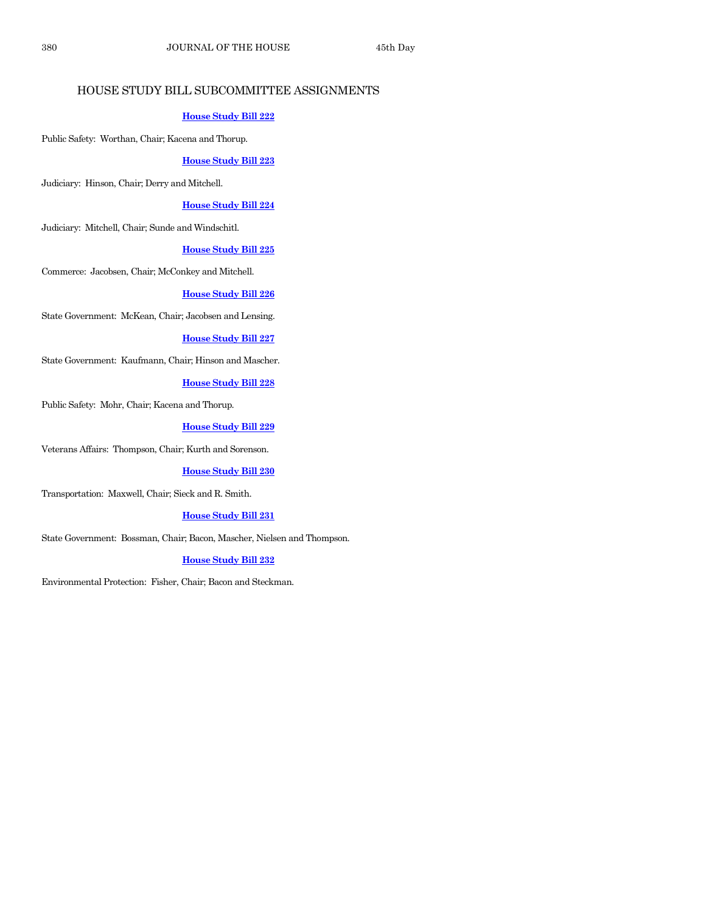## HOUSE STUDY BILL SUBCOMMITTEE ASSIGNMENTS

**House Study Bill 222**

Public Safety: Worthan, Chair; Kacena and Thorup.

**House Study Bill 223**

Judiciary: Hinson, Chair; Derry and Mitchell.

**House Study Bill 224**

Judiciary: Mitchell, Chair; Sunde and Windschitl.

**House Study Bill 225**

Commerce: Jacobsen, Chair; McConkey and Mitchell.

**House Study Bill 226**

State Government: McKean, Chair; Jacobsen and Lensing.

**House Study Bill 227**

State Government: Kaufmann, Chair; Hinson and Mascher.

**House Study Bill 228**

Public Safety: Mohr, Chair; Kacena and Thorup.

**House Study Bill 229**

Veterans Affairs: Thompson, Chair; Kurth and Sorenson.

**House Study Bill 230**

Transportation: Maxwell, Chair; Sieck and R. Smith.

**House Study Bill 231**

State Government: Bossman, Chair; Bacon, Mascher, Nielsen and Thompson.

**House Study Bill 232**

Environmental Protection: Fisher, Chair; Bacon and Steckman.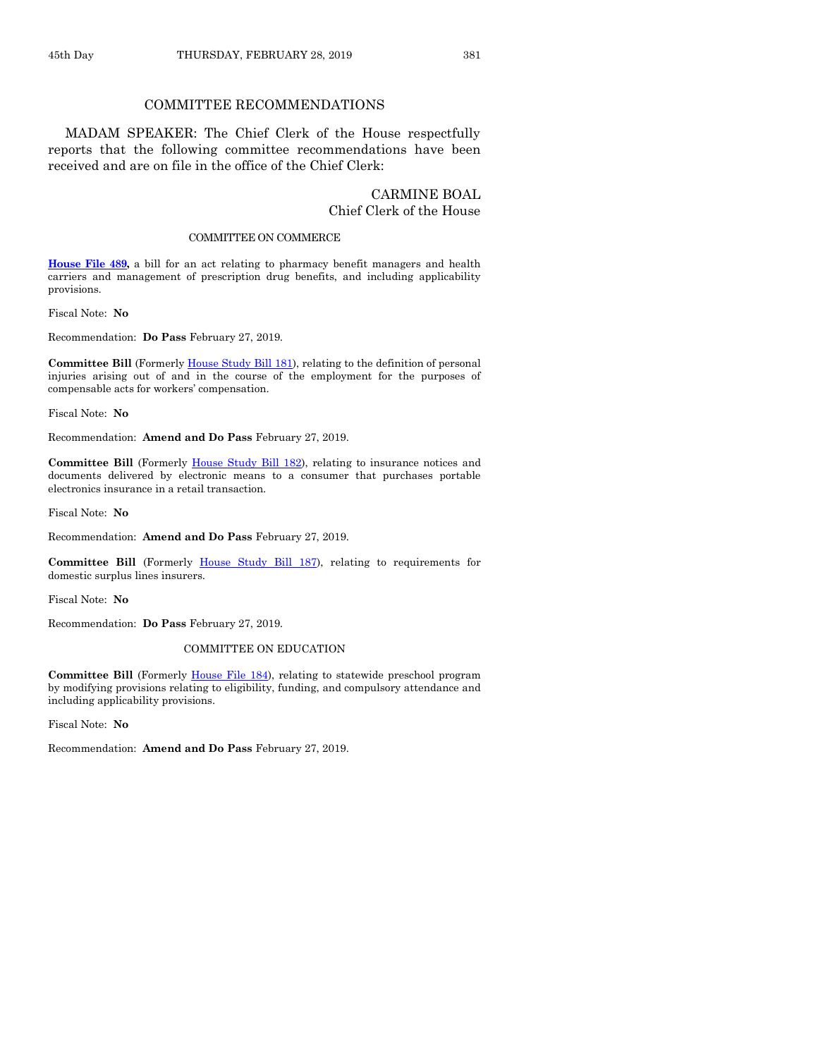## COMMITTEE RECOMMENDATIONS

MADAM SPEAKER: The Chief Clerk of the House respectfully reports that the following committee recommendations have been received and are on file in the office of the Chief Clerk:

CARMINE BOAL
Chief Clerk of the House

### COMMITTEE ON COMMERCE

**House File 489,** a bill for an act relating to pharmacy benefit managers and health carriers and management of prescription drug benefits, and including applicability provisions.

Fiscal Note: **No**

Recommendation: **Do Pass** February 27, 2019.

**Committee Bill** (Formerly House Study Bill 181), relating to the definition of personal injuries arising out of and in the course of the employment for the purposes of compensable acts for workers' compensation.

Fiscal Note: **No**

Recommendation: **Amend and Do Pass** February 27, 2019.

**Committee Bill** (Formerly House Study Bill 182), relating to insurance notices and documents delivered by electronic means to a consumer that purchases portable electronics insurance in a retail transaction.

Fiscal Note: **No**

Recommendation: **Amend and Do Pass** February 27, 2019.

**Committee Bill** (Formerly House Study Bill 187), relating to requirements for domestic surplus lines insurers.

Fiscal Note: **No**

Recommendation: **Do Pass** February 27, 2019.

### COMMITTEE ON EDUCATION

**Committee Bill** (Formerly House File 184), relating to statewide preschool program by modifying provisions relating to eligibility, funding, and compulsory attendance and including applicability provisions.

Fiscal Note: **No**

Recommendation: **Amend and Do Pass** February 27, 2019.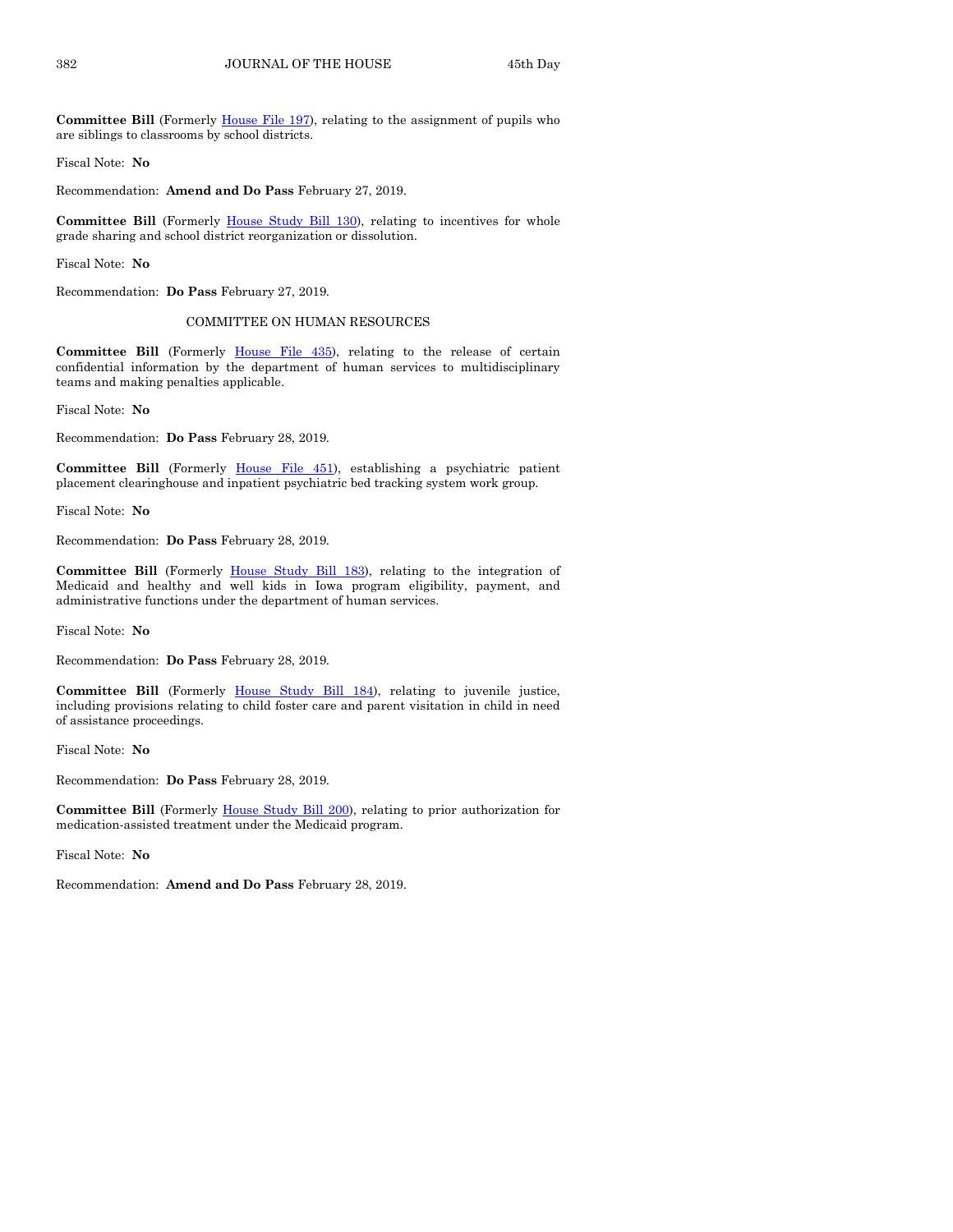**Committee Bill** (Formerly House File 197), relating to the assignment of pupils who are siblings to classrooms by school districts.

Fiscal Note: **No**

Recommendation: **Amend and Do Pass** February 27, 2019.

**Committee Bill** (Formerly House Study Bill 130), relating to incentives for whole grade sharing and school district reorganization or dissolution.

Fiscal Note: **No**

Recommendation: **Do Pass** February 27, 2019.

COMMITTEE ON HUMAN RESOURCES

**Committee Bill** (Formerly House File 435), relating to the release of certain confidential information by the department of human services to multidisciplinary teams and making penalties applicable.

Fiscal Note: **No**

Recommendation: **Do Pass** February 28, 2019.

**Committee Bill** (Formerly House File 451), establishing a psychiatric patient placement clearinghouse and inpatient psychiatric bed tracking system work group.

Fiscal Note: **No**

Recommendation: **Do Pass** February 28, 2019.

**Committee Bill** (Formerly House Study Bill 183), relating to the integration of Medicaid and healthy and well kids in Iowa program eligibility, payment, and administrative functions under the department of human services.

Fiscal Note: **No**

Recommendation: **Do Pass** February 28, 2019.

**Committee Bill** (Formerly House Study Bill 184), relating to juvenile justice, including provisions relating to child foster care and parent visitation in child in need of assistance proceedings.

Fiscal Note: **No**

Recommendation: **Do Pass** February 28, 2019.

**Committee Bill** (Formerly House Study Bill 200), relating to prior authorization for medication-assisted treatment under the Medicaid program.

Fiscal Note: **No**

Recommendation: **Amend and Do Pass** February 28, 2019.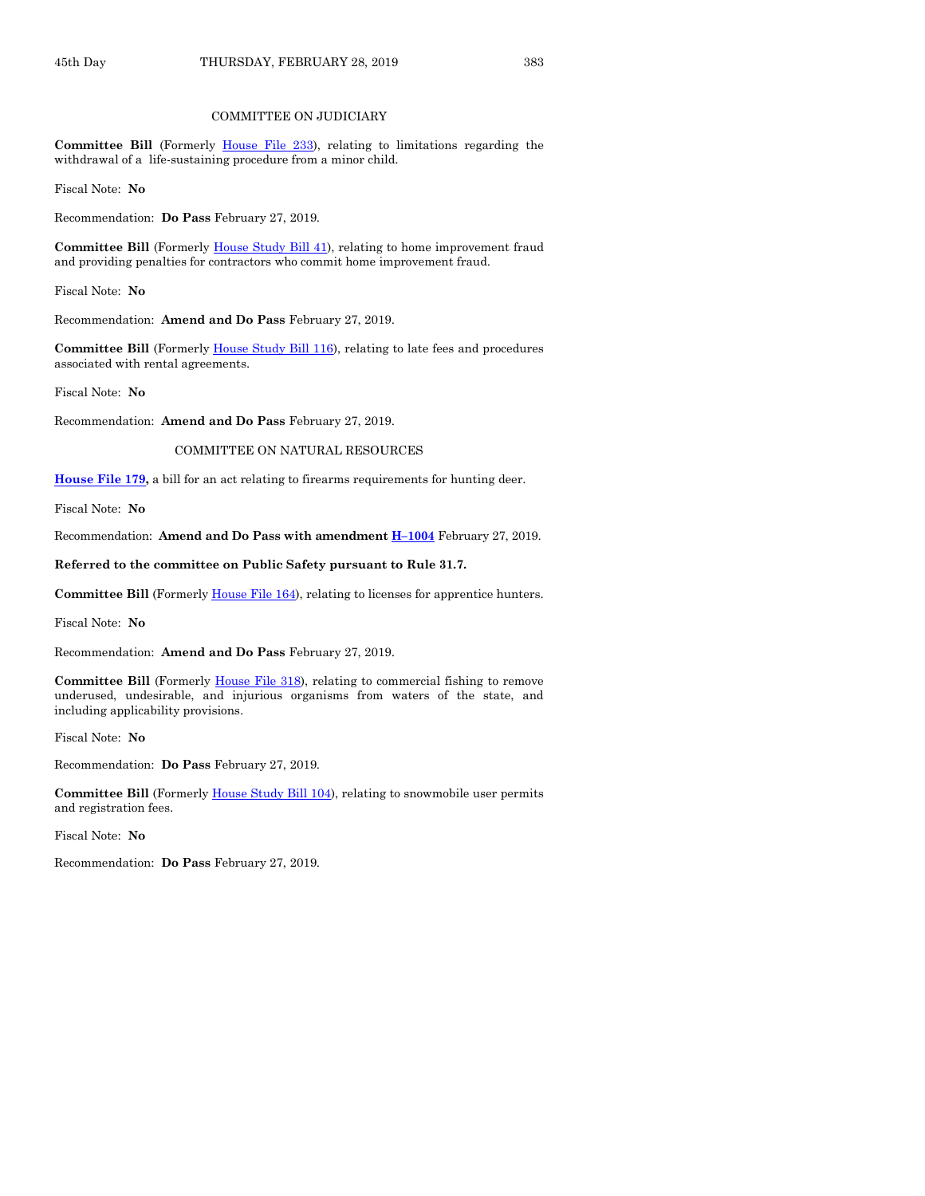## COMMITTEE ON JUDICIARY

**Committee Bill** (Formerly House File 233), relating to limitations regarding the withdrawal of a life-sustaining procedure from a minor child.

Fiscal Note: **No**

Recommendation: **Do Pass** February 27, 2019.

**Committee Bill** (Formerly House Study Bill 41), relating to home improvement fraud and providing penalties for contractors who commit home improvement fraud.

Fiscal Note: **No**

Recommendation: **Amend and Do Pass** February 27, 2019.

**Committee Bill** (Formerly House Study Bill 116), relating to late fees and procedures associated with rental agreements.

Fiscal Note: **No**

Recommendation: **Amend and Do Pass** February 27, 2019.

## COMMITTEE ON NATURAL RESOURCES

**House File 179,** a bill for an act relating to firearms requirements for hunting deer.

Fiscal Note: **No**

Recommendation: **Amend and Do Pass with amendment H–1004** February 27, 2019.

**Referred to the committee on Public Safety pursuant to Rule 31.7.**

**Committee Bill** (Formerly House File 164), relating to licenses for apprentice hunters.

Fiscal Note: **No**

Recommendation: **Amend and Do Pass** February 27, 2019.

**Committee Bill** (Formerly House File 318), relating to commercial fishing to remove underused, undesirable, and injurious organisms from waters of the state, and including applicability provisions.

Fiscal Note: **No**

Recommendation: **Do Pass** February 27, 2019.

**Committee Bill** (Formerly House Study Bill 104), relating to snowmobile user permits and registration fees.

Fiscal Note: **No**

Recommendation: **Do Pass** February 27, 2019.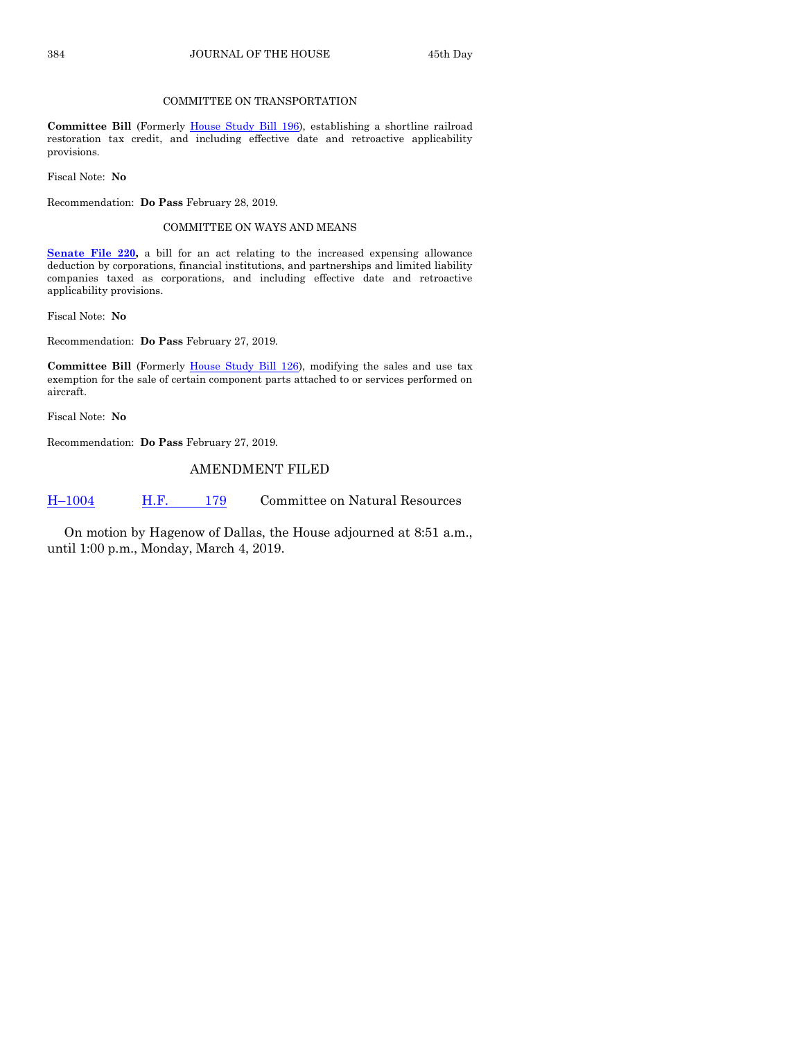COMMITTEE ON TRANSPORTATION

**Committee Bill** (Formerly House Study Bill 196), establishing a shortline railroad restoration tax credit, and including effective date and retroactive applicability provisions.

Fiscal Note: **No**

Recommendation: **Do Pass** February 28, 2019.

COMMITTEE ON WAYS AND MEANS

**Senate File 220,** a bill for an act relating to the increased expensing allowance deduction by corporations, financial institutions, and partnerships and limited liability companies taxed as corporations, and including effective date and retroactive applicability provisions.

Fiscal Note: **No**

Recommendation: **Do Pass** February 27, 2019.

**Committee Bill** (Formerly House Study Bill 126), modifying the sales and use tax exemption for the sale of certain component parts attached to or services performed on aircraft.

Fiscal Note: **No**

Recommendation: **Do Pass** February 27, 2019.

## AMENDMENT FILED

| | | |
|---|---|---|
| H–1004 | H.F. 179 | Committee on Natural Resources |

On motion by Hagenow of Dallas, the House adjourned at 8:51 a.m., until 1:00 p.m., Monday, March 4, 2019.